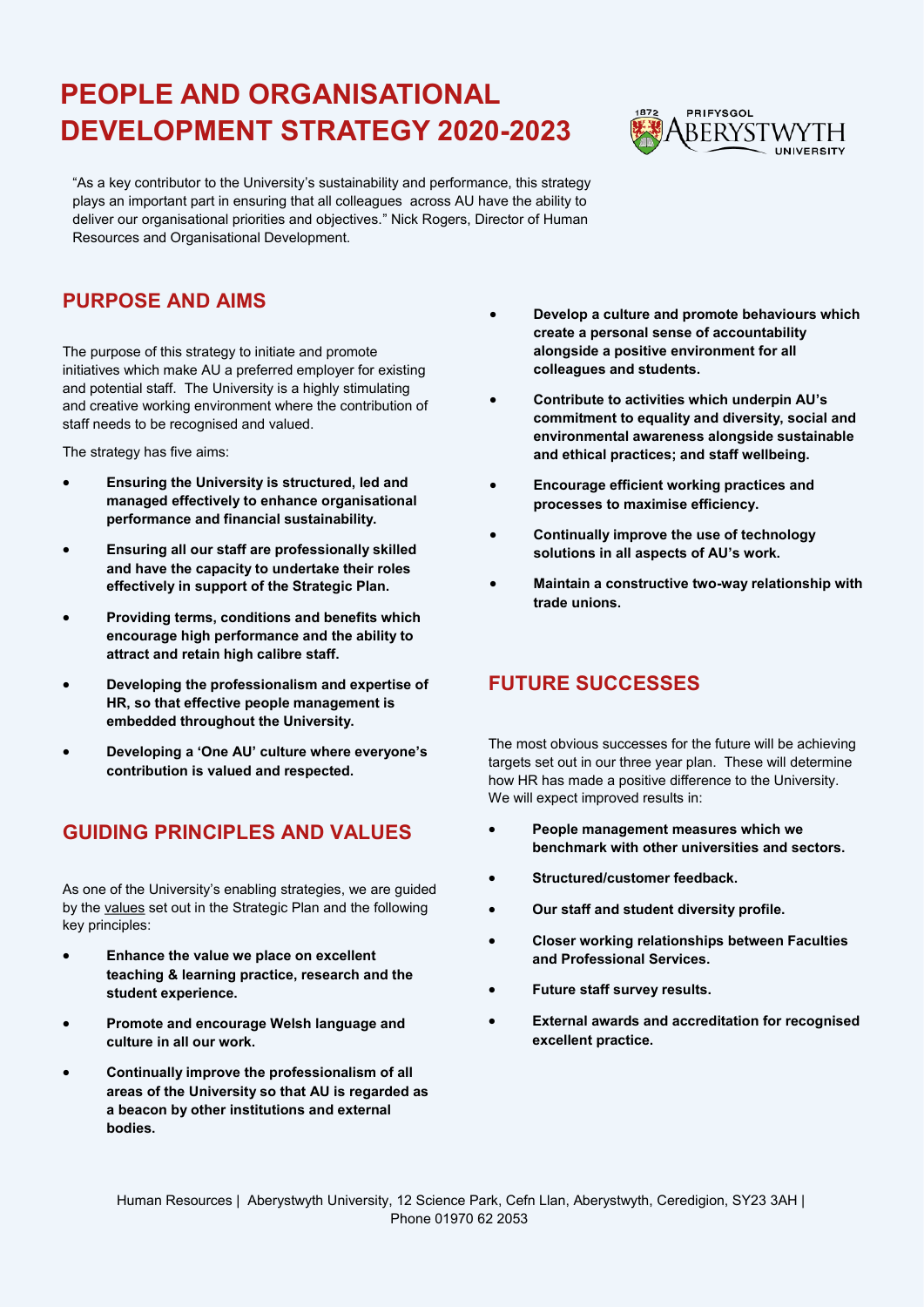# PEOPLE AND ORGANISATIONAL DEVELOPMENT STRATEGY 2020-2023

"As a key contributor to the University's sustainability and performance, this strategy plays an important part in ensuring that all colleagues across AU have the ability to deliver our organisational priorities and objectives." Nick Rogers, Director of Human Resources and Organisational Development.

## PURPOSE AND AIMS

The purpose of this strategy to initiate and promote initiatives which make AU a preferred employer for existing and potential staff. The University is a highly stimulating and creative working environment where the contribution of staff needs to be recognised and valued.

The strategy has five aims:

- **Ensuring the University is structured, led and managed effectively to enhance organisational performance and financial sustainability.**
- **Ensuring all our staff are professionally skilled and have the capacity to undertake their roles effectively in support of the Strategic Plan.**
- **Providing terms, conditions and benefits which encourage high performance and the ability to attract and retain high calibre staff.**
- **Developing the professionalism and expertise of HR, so that effective people management is embedded throughout the University.**
- **Developing a 'One AU' culture where everyone's contribution is valued and respected.**

## GUIDING PRINCIPLES AND VALUES

As one of the University's enabling strategies, we are guided by the values set out in the Strategic Plan and the following key principles:

- **Enhance the value we place on excellent teaching & learning practice, research and the student experience.**
- **Promote and encourage Welsh language and culture in all our work.**
- **Continually improve the professionalism of all areas of the University so that AU is regarded as a beacon by other institutions and external bodies.**
- **Develop a culture and promote behaviours which create a personal sense of accountability alongside a positive environment for all colleagues and students.**
- **Contribute to activities which underpin AU's commitment to equality and diversity, social and environmental awareness alongside sustainable and ethical practices; and staff wellbeing.**
- **Encourage efficient working practices and processes to maximise efficiency.**
- **Continually improve the use of technology solutions in all aspects of AU's work.**
- **Maintain a constructive two-way relationship with trade unions.**

## FUTURE SUCCESSES

The most obvious successes for the future will be achieving targets set out in our three year plan. These will determine how HR has made a positive difference to the University. We will expect improved results in:

- **People management measures which we benchmark with other universities and sectors.**
- **Structured/customer feedback.**
- **Our staff and student diversity profile.**
- **Closer working relationships between Faculties and Professional Services.**
- **Future staff survey results.**
- **External awards and accreditation for recognised excellent practice.**

Human Resources | Aberystwyth University, 12 Science Park, Cefn Llan, Aberystwyth, Ceredigion, SY23 3AH | Phone 01970 62 2053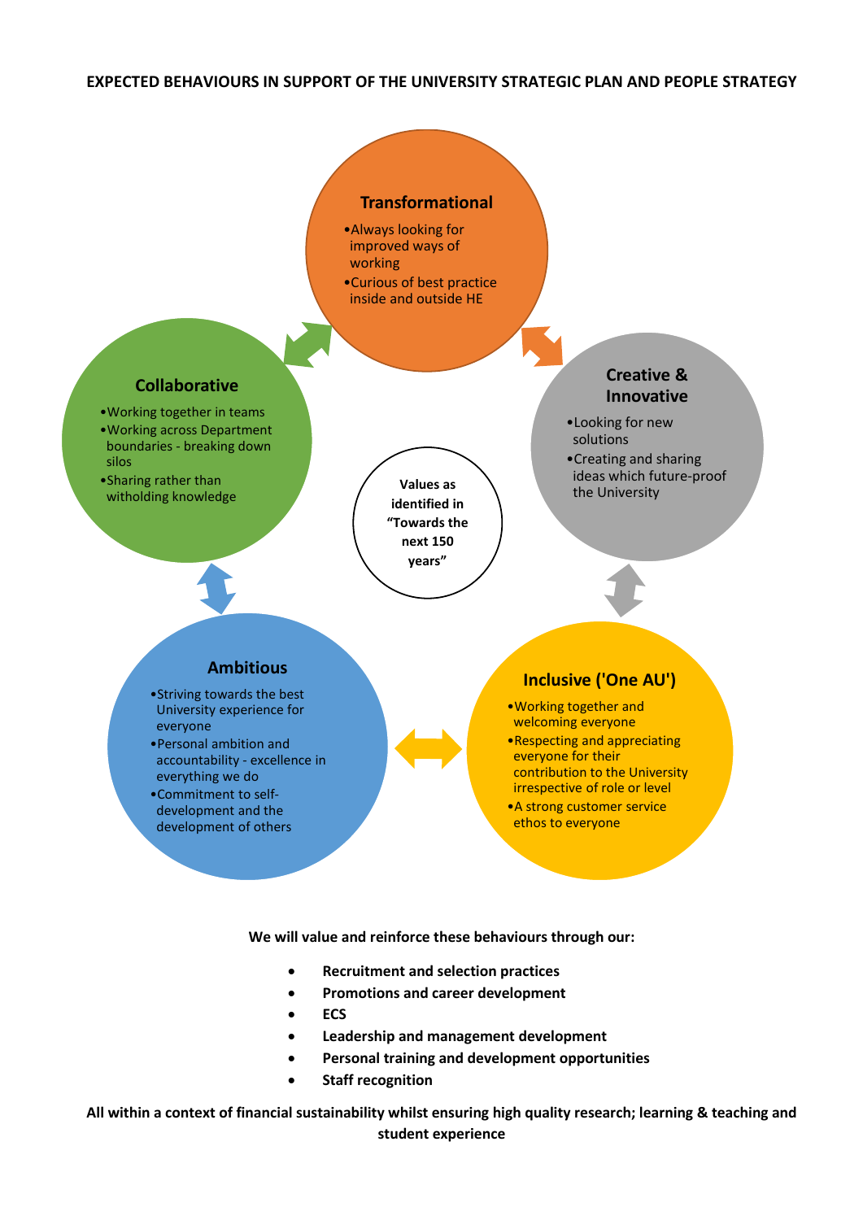**EXPECTED BEHAVIOURS IN SUPPORT OF THE UNIVERSITY STRATEGIC PLAN AND PEOPLE STRATEGY**

**Transformational**

- Always looking for improved ways of working
- Curious of best practice inside and outside HE

**Creative & Innovative**

- Looking for new solutions
- Creating and sharing ideas which future-proof the University

**Inclusive ('One AU')**

- Working together and welcoming everyone
- Respecting and appreciating everyone for their contribution to the University irrespective of role or level
- A strong customer service ethos to everyone

**Ambitious**

- Striving towards the best University experience for everyone
- Personal ambition and accountability - excellence in everything we do
- Commitment to self-development and the development of others

**Collaborative**

- Working together in teams
- Working across Department boundaries - breaking down silos
- Sharing rather than witholding knowledge

**Values as identified in "Towards the next 150 years"**

**We will value and reinforce these behaviours through our:**

- **Recruitment and selection practices**
- **Promotions and career development**
- **ECS**
- **Leadership and management development**
- **Personal training and development opportunities**
- **Staff recognition**

**All within a context of financial sustainability whilst ensuring high quality research; learning & teaching and student experience**